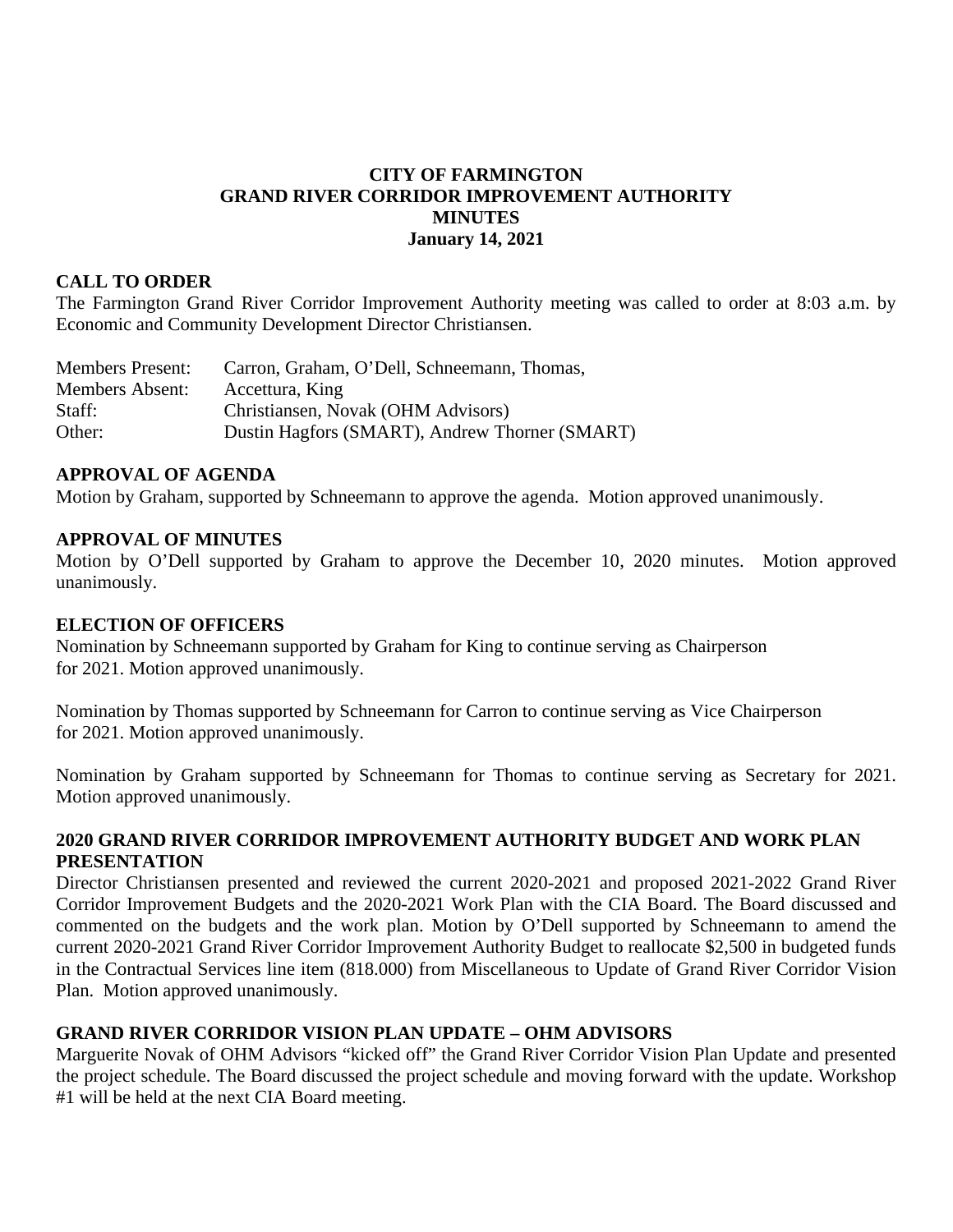# CITY OF FARMINGTON
# GRAND RIVER CORRIDOR IMPROVEMENT AUTHORITY
# MINUTES
# January 14, 2021

## CALL TO ORDER

The Farmington Grand River Corridor Improvement Authority meeting was called to order at 8:03 a.m. by Economic and Community Development Director Christiansen.

| | |
|---|---|
| Members Present: | Carron, Graham, O'Dell, Schneemann, Thomas, |
| Members Absent: | Accettura, King |
| Staff: | Christiansen, Novak (OHM Advisors) |
| Other: | Dustin Hagfors (SMART), Andrew Thorner (SMART) |

## APPROVAL OF AGENDA

Motion by Graham, supported by Schneemann to approve the agenda. Motion approved unanimously.

## APPROVAL OF MINUTES

Motion by O'Dell supported by Graham to approve the December 10, 2020 minutes. Motion approved unanimously.

## ELECTION OF OFFICERS

Nomination by Schneemann supported by Graham for King to continue serving as Chairperson for 2021. Motion approved unanimously.

Nomination by Thomas supported by Schneemann for Carron to continue serving as Vice Chairperson for 2021. Motion approved unanimously.

Nomination by Graham supported by Schneemann for Thomas to continue serving as Secretary for 2021. Motion approved unanimously.

## 2020 GRAND RIVER CORRIDOR IMPROVEMENT AUTHORITY BUDGET AND WORK PLAN PRESENTATION

Director Christiansen presented and reviewed the current 2020-2021 and proposed 2021-2022 Grand River Corridor Improvement Budgets and the 2020-2021 Work Plan with the CIA Board. The Board discussed and commented on the budgets and the work plan. Motion by O'Dell supported by Schneemann to amend the current 2020-2021 Grand River Corridor Improvement Authority Budget to reallocate $2,500 in budgeted funds in the Contractual Services line item (818.000) from Miscellaneous to Update of Grand River Corridor Vision Plan. Motion approved unanimously.

## GRAND RIVER CORRIDOR VISION PLAN UPDATE – OHM ADVISORS

Marguerite Novak of OHM Advisors "kicked off" the Grand River Corridor Vision Plan Update and presented the project schedule. The Board discussed the project schedule and moving forward with the update. Workshop #1 will be held at the next CIA Board meeting.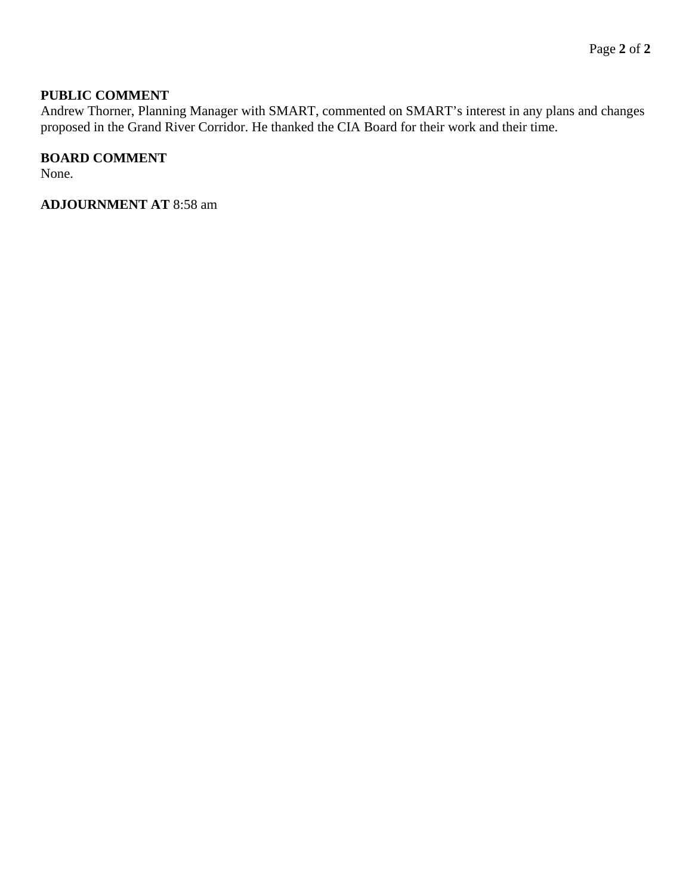**PUBLIC COMMENT**
Andrew Thorner, Planning Manager with SMART, commented on SMART's interest in any plans and changes proposed in the Grand River Corridor. He thanked the CIA Board for their work and their time.

**BOARD COMMENT**
None.

**ADJOURNMENT AT** 8:58 am